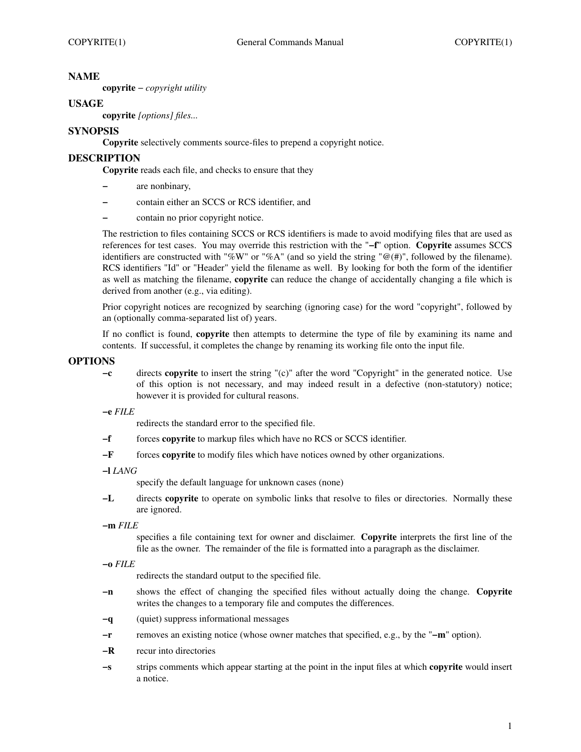## NAME

**copyrite** − *copyright utility*

## USAGE

**copyrite** *[options] files...*

## SYNOPSIS

**Copyrite** selectively comments source-files to prepend a copyright notice.

## DESCRIPTION

**Copyrite** reads each file, and checks to ensure that they

- are nonbinary,
- contain either an SCCS or RCS identifier, and
- contain no prior copyright notice.

The restriction to files containing SCCS or RCS identifiers is made to avoid modifying files that are used as references for test cases. You may override this restriction with the "**−f**" option. **Copyrite** assumes SCCS identifiers are constructed with "%W" or "%A" (and so yield the string "@(#)", followed by the filename). RCS identifiers "Id" or "Header" yield the filename as well. By looking for both the form of the identifier as well as matching the filename, **copyrite** can reduce the change of accidentally changing a file which is derived from another (e.g., via editing).

Prior copyright notices are recognized by searching (ignoring case) for the word "copyright", followed by an (optionally comma-separated list of) years.

If no conflict is found, **copyrite** then attempts to determine the type of file by examining its name and contents. If successful, it completes the change by renaming its working file onto the input file.

## OPTIONS

**−c**
directs **copyrite** to insert the string "(c)" after the word "Copyright" in the generated notice. Use of this option is not necessary, and may indeed result in a defective (non-statutory) notice; however it is provided for cultural reasons.

**−e** *FILE*
redirects the standard error to the specified file.

**−f**
forces **copyrite** to markup files which have no RCS or SCCS identifier.

**−F**
forces **copyrite** to modify files which have notices owned by other organizations.

**−l** *LANG*
specify the default language for unknown cases (none)

**−L**
directs **copyrite** to operate on symbolic links that resolve to files or directories. Normally these are ignored.

**−m** *FILE*
specifies a file containing text for owner and disclaimer. **Copyrite** interprets the first line of the file as the owner. The remainder of the file is formatted into a paragraph as the disclaimer.

**−o** *FILE*
redirects the standard output to the specified file.

**−n**
shows the effect of changing the specified files without actually doing the change. **Copyrite** writes the changes to a temporary file and computes the differences.

**−q**
(quiet) suppress informational messages

**−r**
removes an existing notice (whose owner matches that specified, e.g., by the "**−m**" option).

**−R**
recur into directories

**−s**
strips comments which appear starting at the point in the input files at which **copyrite** would insert a notice.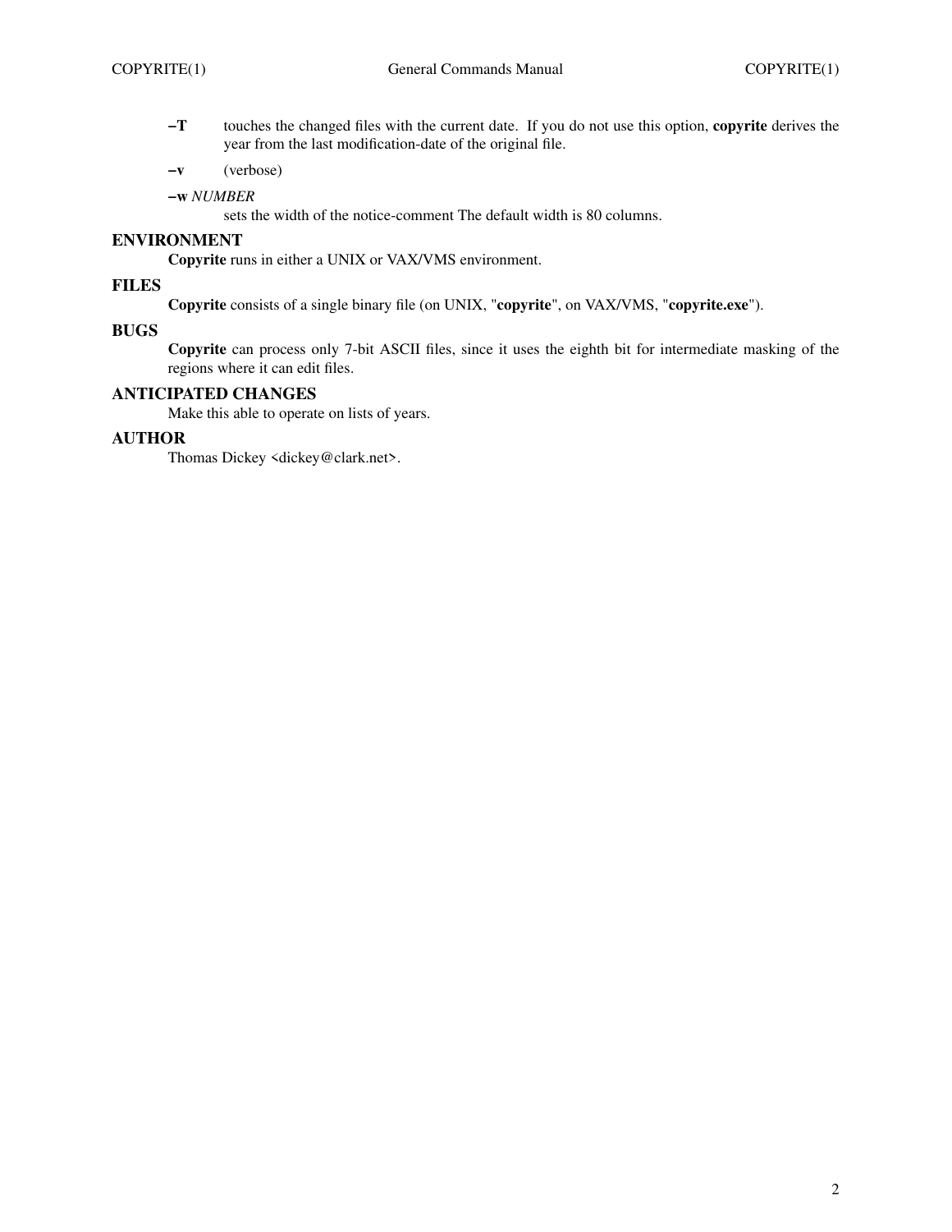**−T** touches the changed files with the current date. If you do not use this option, **copyrite** derives the year from the last modification-date of the original file.

**−v** (verbose)

**−w** *NUMBER*
sets the width of the notice-comment The default width is 80 columns.

## ENVIRONMENT

**Copyrite** runs in either a UNIX or VAX/VMS environment.

## FILES

**Copyrite** consists of a single binary file (on UNIX, "**copyrite**", on VAX/VMS, "**copyrite.exe**").

## BUGS

**Copyrite** can process only 7-bit ASCII files, since it uses the eighth bit for intermediate masking of the regions where it can edit files.

## ANTICIPATED CHANGES

Make this able to operate on lists of years.

## AUTHOR

Thomas Dickey <dickey@clark.net>.